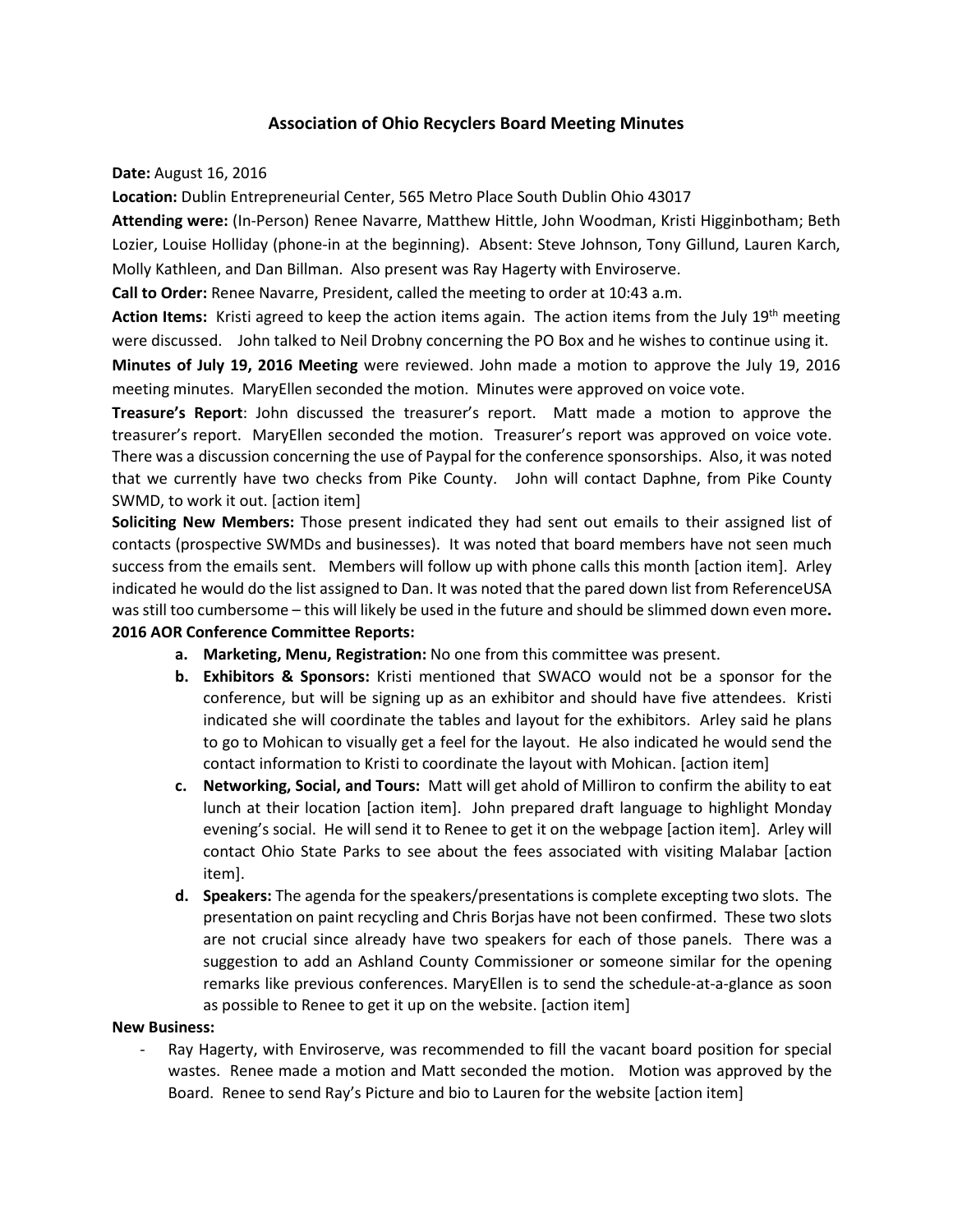# Association of Ohio Recyclers Board Meeting Minutes

**Date:** August 16, 2016

**Location:** Dublin Entrepreneurial Center, 565 Metro Place South Dublin Ohio 43017

**Attending were:** (In-Person) Renee Navarre, Matthew Hittle, John Woodman, Kristi Higginbotham; Beth Lozier, Louise Holliday (phone-in at the beginning). Absent: Steve Johnson, Tony Gillund, Lauren Karch, Molly Kathleen, and Dan Billman. Also present was Ray Hagerty with Enviroserve.

**Call to Order:** Renee Navarre, President, called the meeting to order at 10:43 a.m.

**Action Items:** Kristi agreed to keep the action items again. The action items from the July 19th meeting were discussed. John talked to Neil Drobny concerning the PO Box and he wishes to continue using it.

**Minutes of July 19, 2016 Meeting** were reviewed. John made a motion to approve the July 19, 2016 meeting minutes. MaryEllen seconded the motion. Minutes were approved on voice vote.

**Treasure's Report**: John discussed the treasurer's report. Matt made a motion to approve the treasurer's report. MaryEllen seconded the motion. Treasurer's report was approved on voice vote. There was a discussion concerning the use of Paypal for the conference sponsorships. Also, it was noted that we currently have two checks from Pike County. John will contact Daphne, from Pike County SWMD, to work it out. [action item]

**Soliciting New Members:** Those present indicated they had sent out emails to their assigned list of contacts (prospective SWMDs and businesses). It was noted that board members have not seen much success from the emails sent. Members will follow up with phone calls this month [action item]. Arley indicated he would do the list assigned to Dan. It was noted that the pared down list from ReferenceUSA was still too cumbersome – this will likely be used in the future and should be slimmed down even more**.**

**2016 AOR Conference Committee Reports:**

- **a. Marketing, Menu, Registration:** No one from this committee was present.
- **b. Exhibitors & Sponsors:** Kristi mentioned that SWACO would not be a sponsor for the conference, but will be signing up as an exhibitor and should have five attendees. Kristi indicated she will coordinate the tables and layout for the exhibitors. Arley said he plans to go to Mohican to visually get a feel for the layout. He also indicated he would send the contact information to Kristi to coordinate the layout with Mohican. [action item]
- **c. Networking, Social, and Tours:** Matt will get ahold of Milliron to confirm the ability to eat lunch at their location [action item]. John prepared draft language to highlight Monday evening's social. He will send it to Renee to get it on the webpage [action item]. Arley will contact Ohio State Parks to see about the fees associated with visiting Malabar [action item].
- **d. Speakers:** The agenda for the speakers/presentations is complete excepting two slots. The presentation on paint recycling and Chris Borjas have not been confirmed. These two slots are not crucial since already have two speakers for each of those panels. There was a suggestion to add an Ashland County Commissioner or someone similar for the opening remarks like previous conferences. MaryEllen is to send the schedule-at-a-glance as soon as possible to Renee to get it up on the website. [action item]

**New Business:**

- Ray Hagerty, with Enviroserve, was recommended to fill the vacant board position for special wastes. Renee made a motion and Matt seconded the motion. Motion was approved by the Board. Renee to send Ray's Picture and bio to Lauren for the website [action item]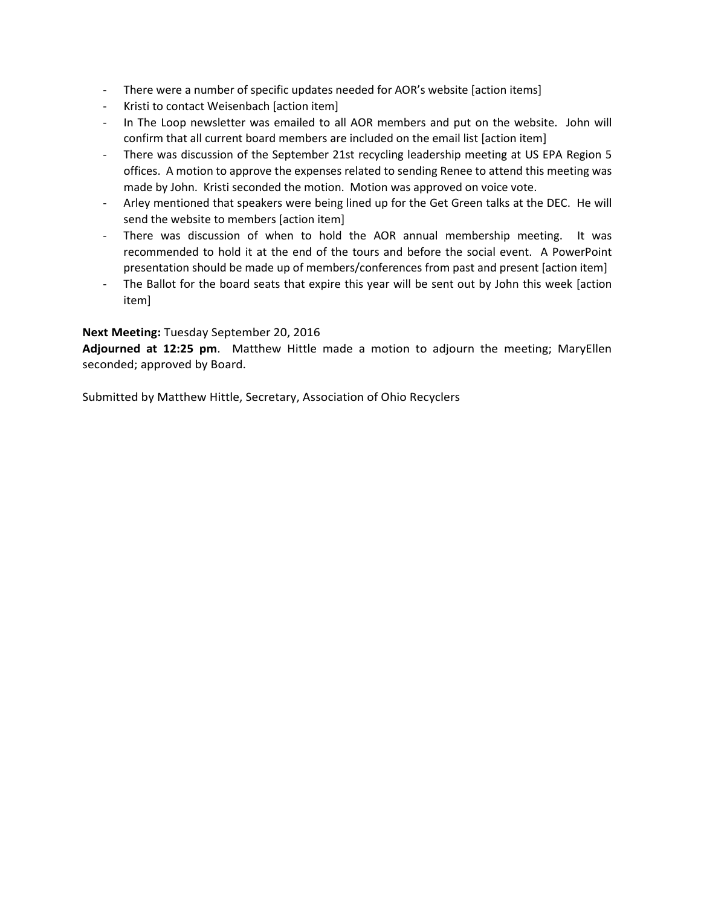- There were a number of specific updates needed for AOR's website [action items]
- Kristi to contact Weisenbach [action item]
- In The Loop newsletter was emailed to all AOR members and put on the website. John will confirm that all current board members are included on the email list [action item]
- There was discussion of the September 21st recycling leadership meeting at US EPA Region 5 offices. A motion to approve the expenses related to sending Renee to attend this meeting was made by John. Kristi seconded the motion. Motion was approved on voice vote.
- Arley mentioned that speakers were being lined up for the Get Green talks at the DEC. He will send the website to members [action item]
- There was discussion of when to hold the AOR annual membership meeting. It was recommended to hold it at the end of the tours and before the social event. A PowerPoint presentation should be made up of members/conferences from past and present [action item]
- The Ballot for the board seats that expire this year will be sent out by John this week [action item]

**Next Meeting:** Tuesday September 20, 2016
**Adjourned at 12:25 pm**. Matthew Hittle made a motion to adjourn the meeting; MaryEllen seconded; approved by Board.

Submitted by Matthew Hittle, Secretary, Association of Ohio Recyclers